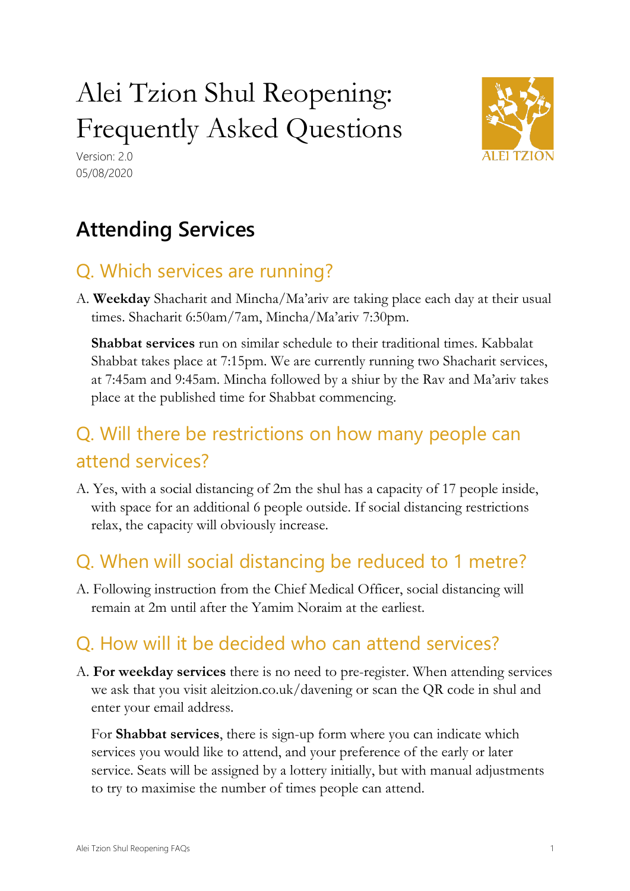# Alei Tzion Shul Reopening: Frequently Asked Questions

Version: 2.0
05/08/2020

## Attending Services

### Q. Which services are running?

A. **Weekday** Shacharit and Mincha/Ma'ariv are taking place each day at their usual times. Shacharit 6:50am/7am, Mincha/Ma'ariv 7:30pm.

**Shabbat services** run on similar schedule to their traditional times. Kabbalat Shabbat takes place at 7:15pm. We are currently running two Shacharit services, at 7:45am and 9:45am. Mincha followed by a shiur by the Rav and Ma'ariv takes place at the published time for Shabbat commencing.

### Q. Will there be restrictions on how many people can attend services?

A. Yes, with a social distancing of 2m the shul has a capacity of 17 people inside, with space for an additional 6 people outside. If social distancing restrictions relax, the capacity will obviously increase.

### Q. When will social distancing be reduced to 1 metre?

A. Following instruction from the Chief Medical Officer, social distancing will remain at 2m until after the Yamim Noraim at the earliest.

### Q. How will it be decided who can attend services?

A. **For weekday services** there is no need to pre-register. When attending services we ask that you visit aleitzion.co.uk/davening or scan the QR code in shul and enter your email address.

For **Shabbat services**, there is sign-up form where you can indicate which services you would like to attend, and your preference of the early or later service. Seats will be assigned by a lottery initially, but with manual adjustments to try to maximise the number of times people can attend.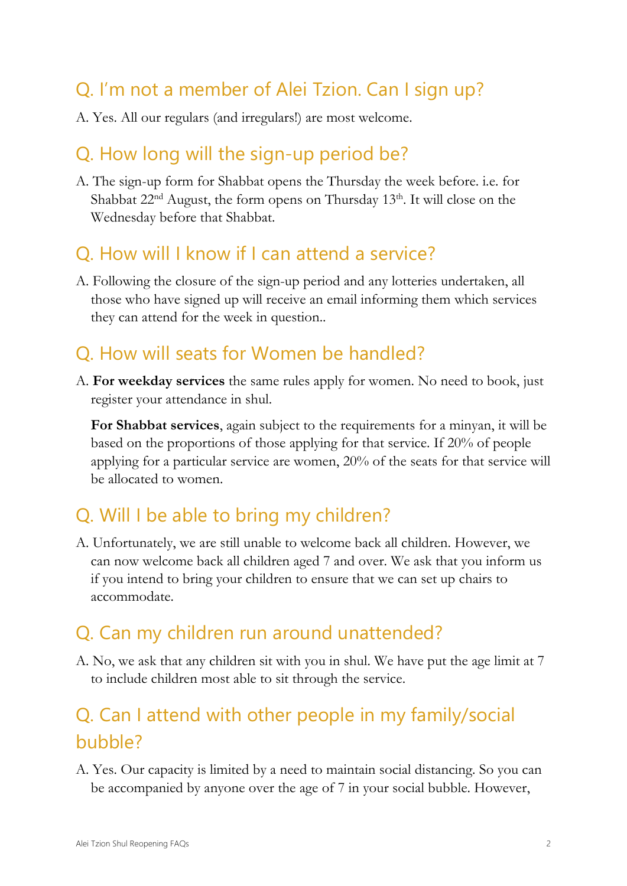## Q. I'm not a member of Alei Tzion. Can I sign up?

A. Yes. All our regulars (and irregulars!) are most welcome.

## Q. How long will the sign-up period be?

A. The sign-up form for Shabbat opens the Thursday the week before. i.e. for Shabbat 22nd August, the form opens on Thursday 13th. It will close on the Wednesday before that Shabbat.

## Q. How will I know if I can attend a service?

A. Following the closure of the sign-up period and any lotteries undertaken, all those who have signed up will receive an email informing them which services they can attend for the week in question..

## Q. How will seats for Women be handled?

A. **For weekday services** the same rules apply for women. No need to book, just register your attendance in shul.

**For Shabbat services**, again subject to the requirements for a minyan, it will be based on the proportions of those applying for that service. If 20% of people applying for a particular service are women, 20% of the seats for that service will be allocated to women.

## Q. Will I be able to bring my children?

A. Unfortunately, we are still unable to welcome back all children. However, we can now welcome back all children aged 7 and over. We ask that you inform us if you intend to bring your children to ensure that we can set up chairs to accommodate.

## Q. Can my children run around unattended?

A. No, we ask that any children sit with you in shul. We have put the age limit at 7 to include children most able to sit through the service.

## Q. Can I attend with other people in my family/social bubble?

A. Yes. Our capacity is limited by a need to maintain social distancing. So you can be accompanied by anyone over the age of 7 in your social bubble. However,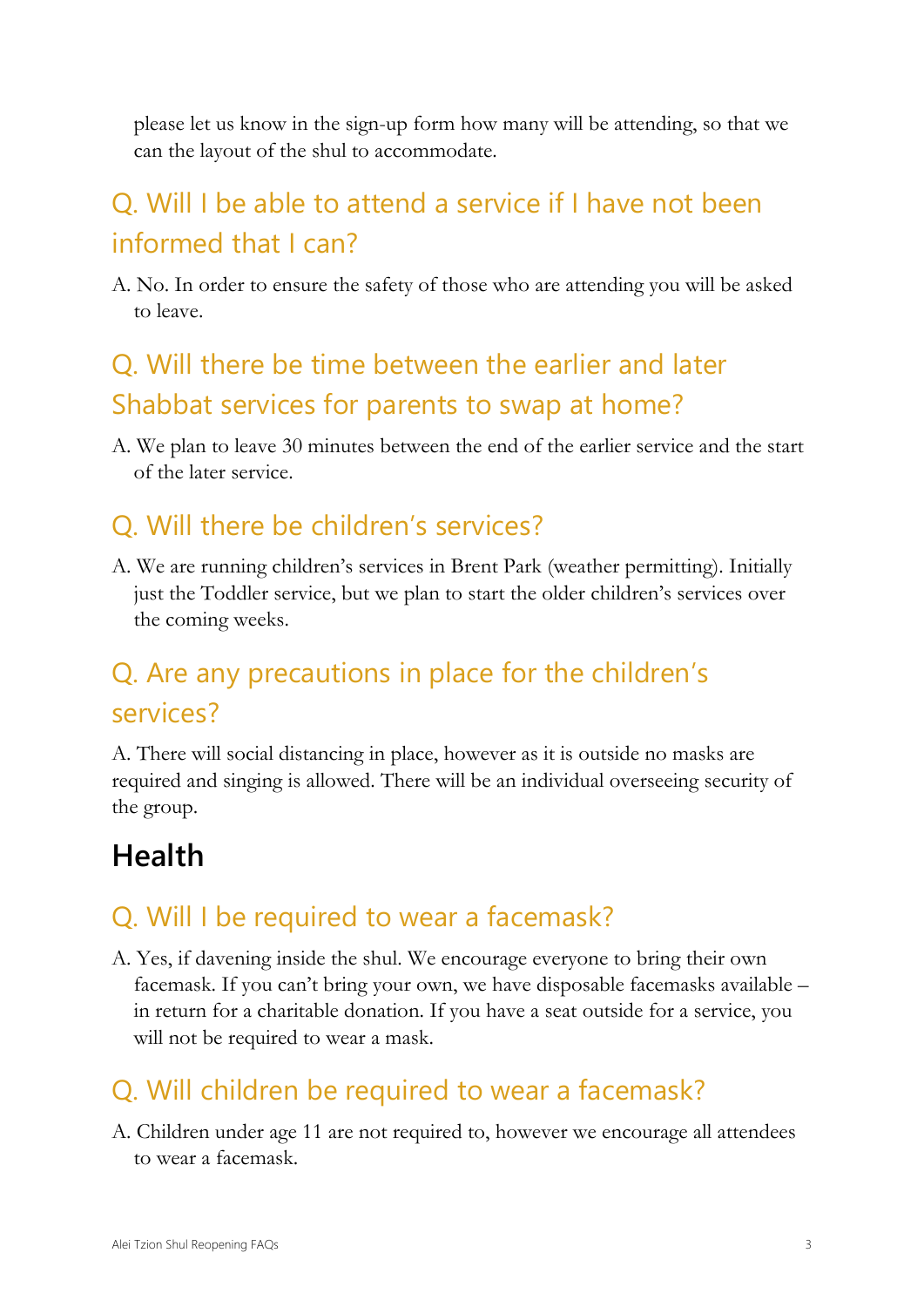please let us know in the sign-up form how many will be attending, so that we can the layout of the shul to accommodate.

### Q. Will I be able to attend a service if I have not been informed that I can?

A. No. In order to ensure the safety of those who are attending you will be asked to leave.

### Q. Will there be time between the earlier and later Shabbat services for parents to swap at home?

A. We plan to leave 30 minutes between the end of the earlier service and the start of the later service.

### Q. Will there be children's services?

A. We are running children's services in Brent Park (weather permitting). Initially just the Toddler service, but we plan to start the older children's services over the coming weeks.

### Q. Are any precautions in place for the children's services?

A. There will social distancing in place, however as it is outside no masks are required and singing is allowed. There will be an individual overseeing security of the group.

## Health

### Q. Will I be required to wear a facemask?

A. Yes, if davening inside the shul. We encourage everyone to bring their own facemask. If you can't bring your own, we have disposable facemasks available – in return for a charitable donation. If you have a seat outside for a service, you will not be required to wear a mask.

### Q. Will children be required to wear a facemask?

A. Children under age 11 are not required to, however we encourage all attendees to wear a facemask.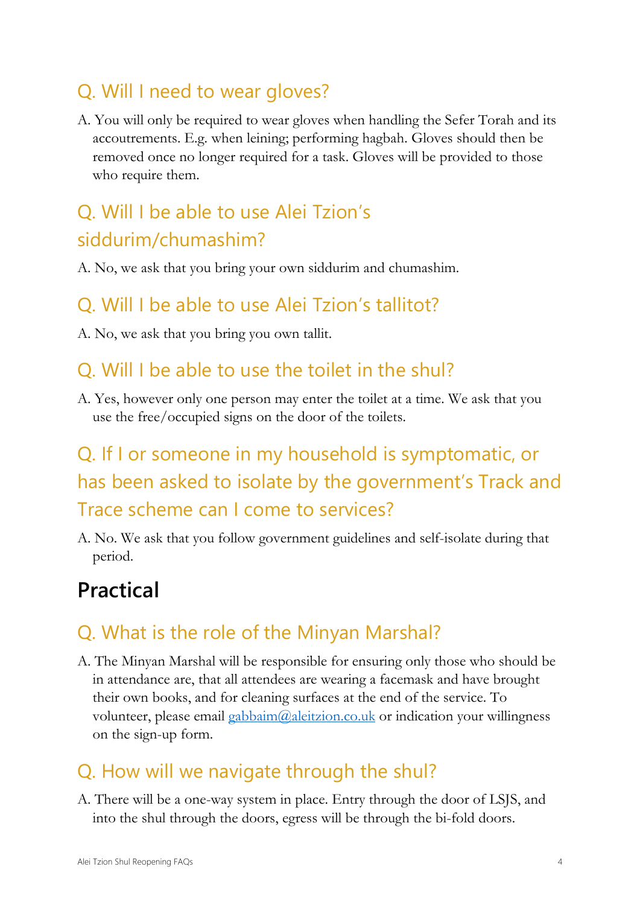### Q. Will I need to wear gloves?

A. You will only be required to wear gloves when handling the Sefer Torah and its accoutrements. E.g. when leining; performing hagbah. Gloves should then be removed once no longer required for a task. Gloves will be provided to those who require them.

### Q. Will I be able to use Alei Tzion's siddurim/chumashim?

A. No, we ask that you bring your own siddurim and chumashim.

### Q. Will I be able to use Alei Tzion's tallitot?

A. No, we ask that you bring you own tallit.

### Q. Will I be able to use the toilet in the shul?

A. Yes, however only one person may enter the toilet at a time. We ask that you use the free/occupied signs on the door of the toilets.

### Q. If I or someone in my household is symptomatic, or has been asked to isolate by the government's Track and Trace scheme can I come to services?

A. No. We ask that you follow government guidelines and self-isolate during that period.

## Practical

### Q. What is the role of the Minyan Marshal?

A. The Minyan Marshal will be responsible for ensuring only those who should be in attendance are, that all attendees are wearing a facemask and have brought their own books, and for cleaning surfaces at the end of the service. To volunteer, please email gabbaim@aleitzion.co.uk or indication your willingness on the sign-up form.

### Q. How will we navigate through the shul?

A. There will be a one-way system in place. Entry through the door of LSJS, and into the shul through the doors, egress will be through the bi-fold doors.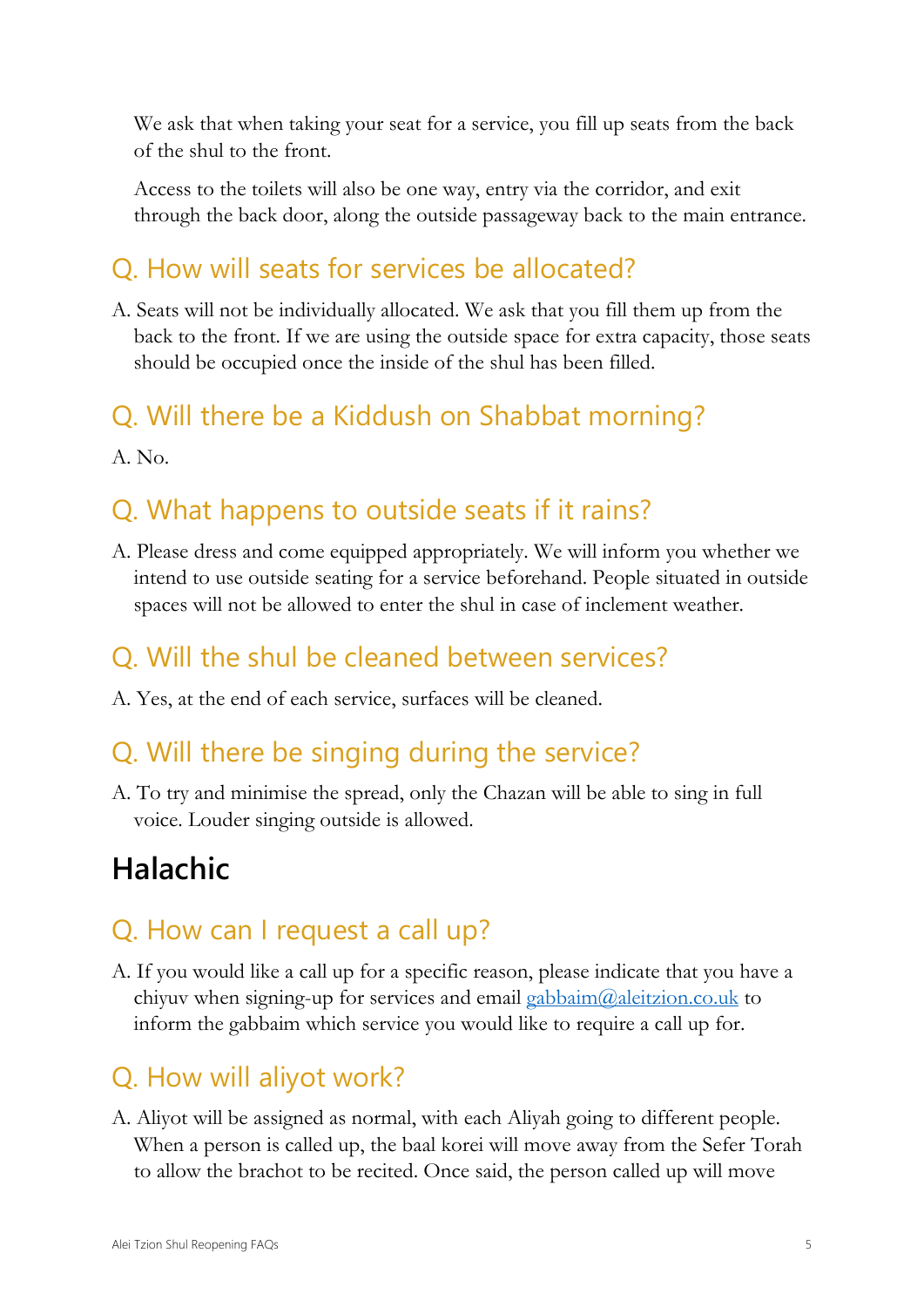We ask that when taking your seat for a service, you fill up seats from the back of the shul to the front.

Access to the toilets will also be one way, entry via the corridor, and exit through the back door, along the outside passageway back to the main entrance.

### Q. How will seats for services be allocated?

A. Seats will not be individually allocated. We ask that you fill them up from the back to the front. If we are using the outside space for extra capacity, those seats should be occupied once the inside of the shul has been filled.

### Q. Will there be a Kiddush on Shabbat morning?

A. No.

### Q. What happens to outside seats if it rains?

A. Please dress and come equipped appropriately. We will inform you whether we intend to use outside seating for a service beforehand. People situated in outside spaces will not be allowed to enter the shul in case of inclement weather.

### Q. Will the shul be cleaned between services?

A. Yes, at the end of each service, surfaces will be cleaned.

### Q. Will there be singing during the service?

A. To try and minimise the spread, only the Chazan will be able to sing in full voice. Louder singing outside is allowed.

## Halachic

### Q. How can I request a call up?

A. If you would like a call up for a specific reason, please indicate that you have a chiyuv when signing-up for services and email [gabbaim@aleitzion.co.uk](mailto:gabbaim@aleitzion.co.uk) to inform the gabbaim which service you would like to require a call up for.

### Q. How will aliyot work?

A. Aliyot will be assigned as normal, with each Aliyah going to different people. When a person is called up, the baal korei will move away from the Sefer Torah to allow the brachot to be recited. Once said, the person called up will move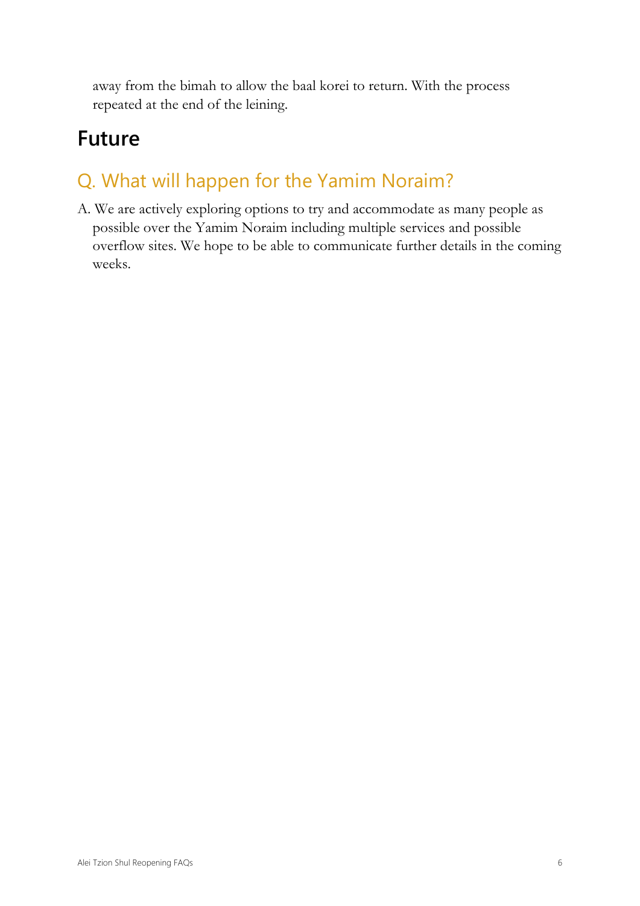away from the bimah to allow the baal korei to return. With the process repeated at the end of the leining.

## Future

### Q. What will happen for the Yamim Noraim?

A. We are actively exploring options to try and accommodate as many people as possible over the Yamim Noraim including multiple services and possible overflow sites. We hope to be able to communicate further details in the coming weeks.